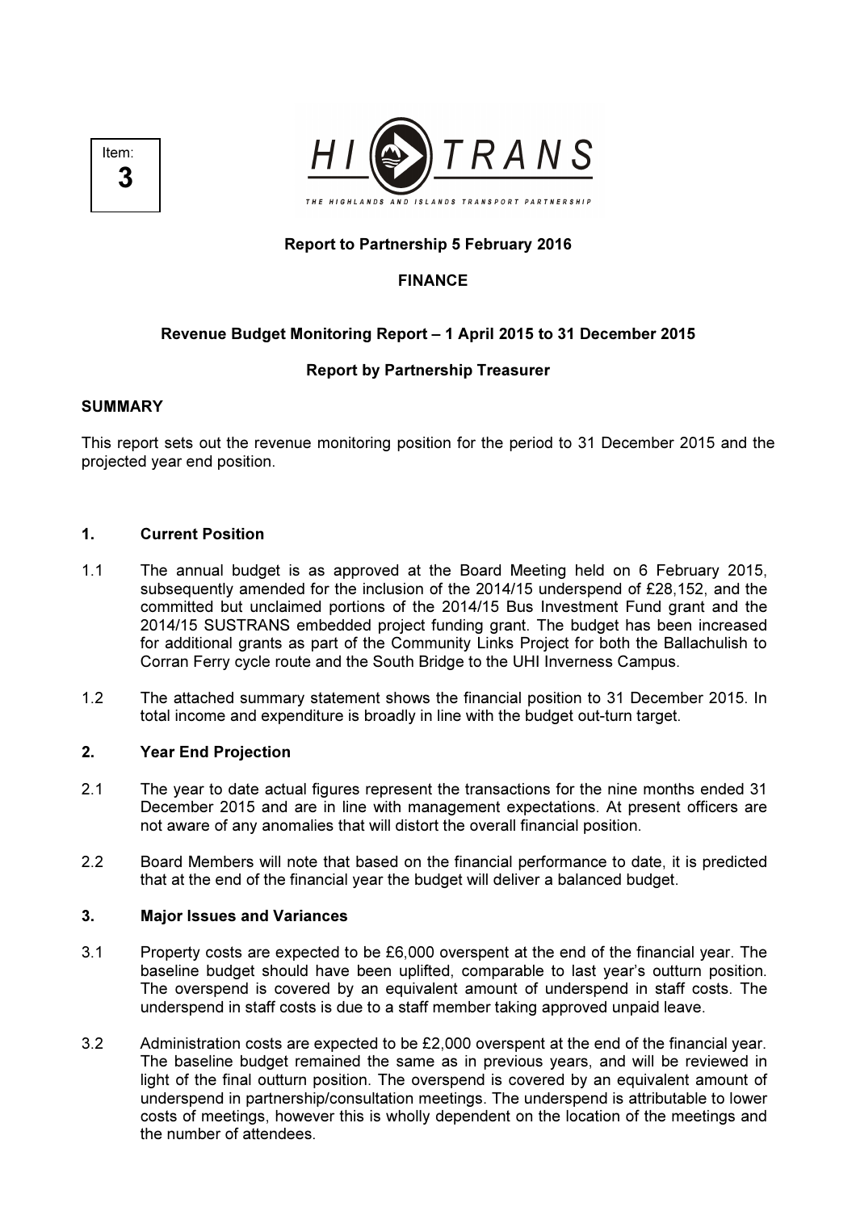Item: **3**

HI TRANS

THE HIGHLANDS AND ISLANDS TRANSPORT PARTNERSHIP

**Report to Partnership 5 February 2016**

**FINANCE**

**Revenue Budget Monitoring Report – 1 April 2015 to 31 December 2015**

**Report by Partnership Treasurer**

**SUMMARY**

This report sets out the revenue monitoring position for the period to 31 December 2015 and the projected year end position.

## 1. Current Position

1.1 The annual budget is as approved at the Board Meeting held on 6 February 2015, subsequently amended for the inclusion of the 2014/15 underspend of £28,152, and the committed but unclaimed portions of the 2014/15 Bus Investment Fund grant and the 2014/15 SUSTRANS embedded project funding grant. The budget has been increased for additional grants as part of the Community Links Project for both the Ballachulish to Corran Ferry cycle route and the South Bridge to the UHI Inverness Campus.

1.2 The attached summary statement shows the financial position to 31 December 2015. In total income and expenditure is broadly in line with the budget out-turn target.

## 2. Year End Projection

2.1 The year to date actual figures represent the transactions for the nine months ended 31 December 2015 and are in line with management expectations. At present officers are not aware of any anomalies that will distort the overall financial position.

2.2 Board Members will note that based on the financial performance to date, it is predicted that at the end of the financial year the budget will deliver a balanced budget.

## 3. Major Issues and Variances

3.1 Property costs are expected to be £6,000 overspent at the end of the financial year. The baseline budget should have been uplifted, comparable to last year's outturn position. The overspend is covered by an equivalent amount of underspend in staff costs. The underspend in staff costs is due to a staff member taking approved unpaid leave.

3.2 Administration costs are expected to be £2,000 overspent at the end of the financial year. The baseline budget remained the same as in previous years, and will be reviewed in light of the final outturn position. The overspend is covered by an equivalent amount of underspend in partnership/consultation meetings. The underspend is attributable to lower costs of meetings, however this is wholly dependent on the location of the meetings and the number of attendees.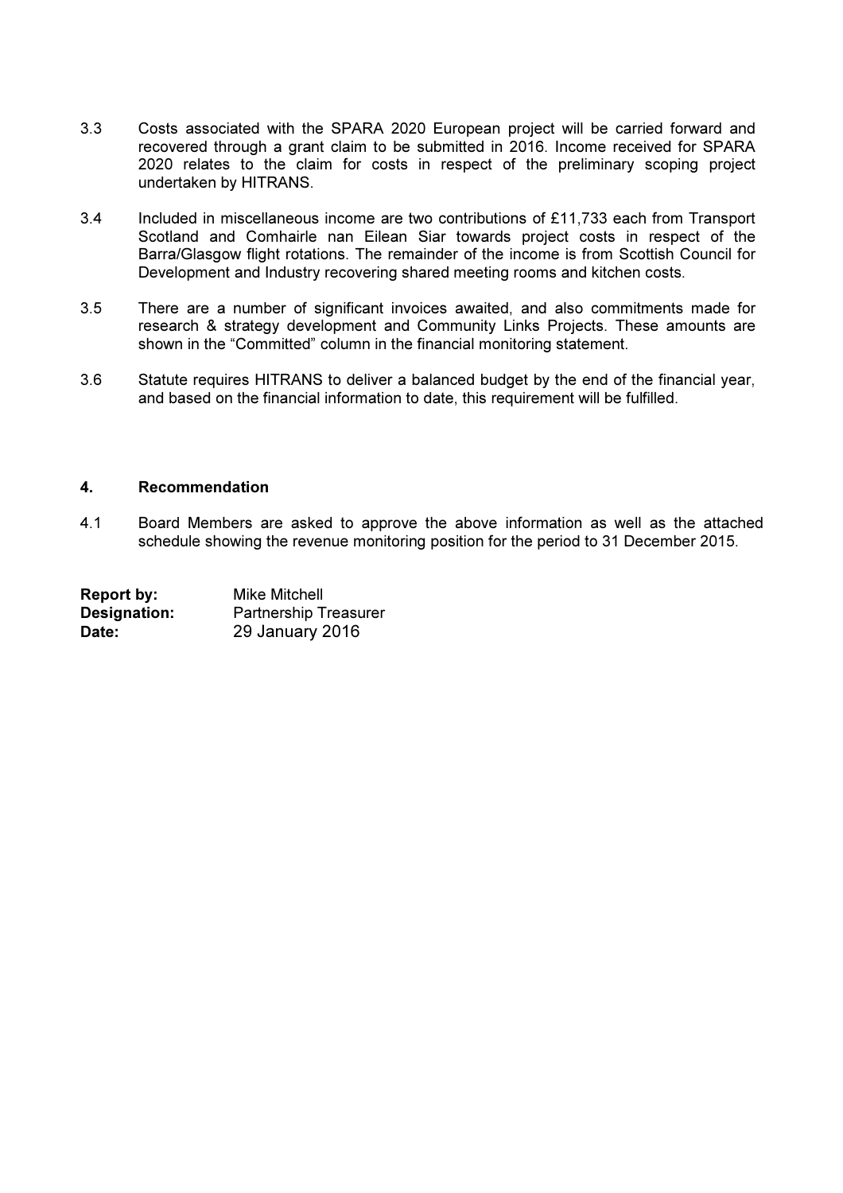3.3 Costs associated with the SPARA 2020 European project will be carried forward and recovered through a grant claim to be submitted in 2016. Income received for SPARA 2020 relates to the claim for costs in respect of the preliminary scoping project undertaken by HITRANS.

3.4 Included in miscellaneous income are two contributions of £11,733 each from Transport Scotland and Comhairle nan Eilean Siar towards project costs in respect of the Barra/Glasgow flight rotations. The remainder of the income is from Scottish Council for Development and Industry recovering shared meeting rooms and kitchen costs.

3.5 There are a number of significant invoices awaited, and also commitments made for research & strategy development and Community Links Projects. These amounts are shown in the "Committed" column in the financial monitoring statement.

3.6 Statute requires HITRANS to deliver a balanced budget by the end of the financial year, and based on the financial information to date, this requirement will be fulfilled.

## 4. Recommendation

4.1 Board Members are asked to approve the above information as well as the attached schedule showing the revenue monitoring position for the period to 31 December 2015.

**Report by:** Mike Mitchell
**Designation:** Partnership Treasurer
**Date:** 29 January 2016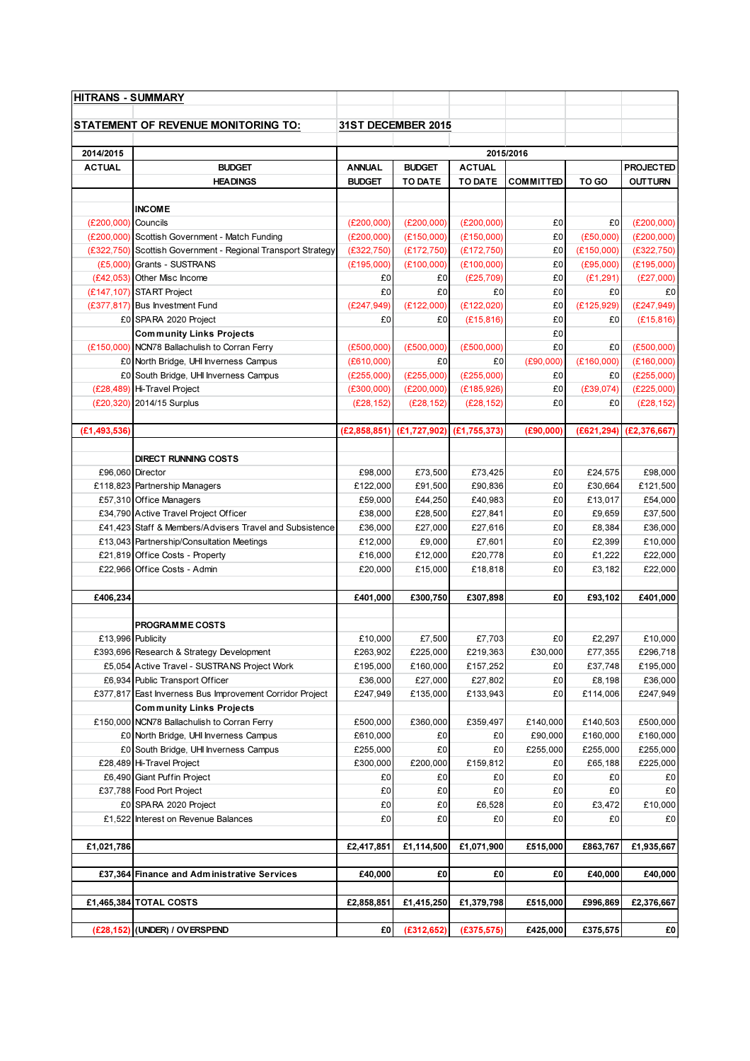**HITRANS - SUMMARY**

**STATEMENT OF REVENUE MONITORING TO: 31ST DECEMBER 2015**

| 2014/2015 | | 2015/2016 | | | | | |
|---|---|---|---|---|---|---|---|
| **ACTUAL** | **BUDGET HEADINGS** | **ANNUAL BUDGET** | **BUDGET TO DATE** | **ACTUAL TO DATE** | **COMMITTED** | **TO GO** | **PROJECTED OUTTURN** |
| | **INCOME** | | | | | | |
| (£200,000) | Councils | (£200,000) | (£200,000) | (£200,000) | £0 | £0 | (£200,000) |
| (£200,000) | Scottish Government - Match Funding | (£200,000) | (£150,000) | (£150,000) | £0 | (£50,000) | (£200,000) |
| (£322,750) | Scottish Government - Regional Transport Strategy | (£322,750) | (£172,750) | (£172,750) | £0 | (£150,000) | (£322,750) |
| (£5,000) | Grants - SUSTRANS | (£195,000) | (£100,000) | (£100,000) | £0 | (£95,000) | (£195,000) |
| (£42,053) | Other Misc Income | £0 | £0 | (£25,709) | £0 | (£1,291) | (£27,000) |
| (£147,107) | START Project | £0 | £0 | £0 | £0 | £0 | £0 |
| (£377,817) | Bus Investment Fund | (£247,949) | (£122,000) | (£122,020) | £0 | (£125,929) | (£247,949) |
| £0 | SPARA 2020 Project | £0 | £0 | (£15,816) | £0 | £0 | (£15,816) |
| | **Community Links Projects** | | | | £0 | | |
| (£150,000) | NCN78 Ballachulish to Corran Ferry | (£500,000) | (£500,000) | (£500,000) | £0 | £0 | (£500,000) |
| £0 | North Bridge, UHI Inverness Campus | (£610,000) | £0 | £0 | (£90,000) | (£160,000) | (£160,000) |
| £0 | South Bridge, UHI Inverness Campus | (£255,000) | (£255,000) | (£255,000) | £0 | £0 | (£255,000) |
| (£28,489) | Hi-Travel Project | (£300,000) | (£200,000) | (£185,926) | £0 | (£39,074) | (£225,000) |
| (£20,320) | 2014/15 Surplus | (£28,152) | (£28,152) | (£28,152) | £0 | £0 | (£28,152) |
| **(£1,493,536)** | | **(£2,858,851)** | **(£1,727,902)** | **(£1,755,373)** | **(£90,000)** | **(£621,294)** | **(£2,376,667)** |
| | **DIRECT RUNNING COSTS** | | | | | | |
| £96,060 | Director | £98,000 | £73,500 | £73,425 | £0 | £24,575 | £98,000 |
| £118,823 | Partnership Managers | £122,000 | £91,500 | £90,836 | £0 | £30,664 | £121,500 |
| £57,310 | Office Managers | £59,000 | £44,250 | £40,983 | £0 | £13,017 | £54,000 |
| £34,790 | Active Travel Project Officer | £38,000 | £28,500 | £27,841 | £0 | £9,659 | £37,500 |
| £41,423 | Staff & Members/Advisers Travel and Subsistence | £36,000 | £27,000 | £27,616 | £0 | £8,384 | £36,000 |
| £13,043 | Partnership/Consultation Meetings | £12,000 | £9,000 | £7,601 | £0 | £2,399 | £10,000 |
| £21,819 | Office Costs - Property | £16,000 | £12,000 | £20,778 | £0 | £1,222 | £22,000 |
| £22,966 | Office Costs - Admin | £20,000 | £15,000 | £18,818 | £0 | £3,182 | £22,000 |
| **£406,234** | | **£401,000** | **£300,750** | **£307,898** | **£0** | **£93,102** | **£401,000** |
| | **PROGRAMME COSTS** | | | | | | |
| £13,996 | Publicity | £10,000 | £7,500 | £7,703 | £0 | £2,297 | £10,000 |
| £393,696 | Research & Strategy Development | £263,902 | £225,000 | £219,363 | £30,000 | £77,355 | £296,718 |
| £5,054 | Active Travel - SUSTRANS Project Work | £195,000 | £160,000 | £157,252 | £0 | £37,748 | £195,000 |
| £6,934 | Public Transport Officer | £36,000 | £27,000 | £27,802 | £0 | £8,198 | £36,000 |
| £377,817 | East Inverness Bus Improvement Corridor Project | £247,949 | £135,000 | £133,943 | £0 | £114,006 | £247,949 |
| | **Community Links Projects** | | | | | | |
| £150,000 | NCN78 Ballachulish to Corran Ferry | £500,000 | £360,000 | £359,497 | £140,000 | £140,503 | £500,000 |
| £0 | North Bridge, UHI Inverness Campus | £610,000 | £0 | £0 | £90,000 | £160,000 | £160,000 |
| £0 | South Bridge, UHI Inverness Campus | £255,000 | £0 | £0 | £255,000 | £255,000 | £255,000 |
| £28,489 | Hi-Travel Project | £300,000 | £200,000 | £159,812 | £0 | £65,188 | £225,000 |
| £6,490 | Giant Puffin Project | £0 | £0 | £0 | £0 | £0 | £0 |
| £37,788 | Food Port Project | £0 | £0 | £0 | £0 | £0 | £0 |
| £0 | SPARA 2020 Project | £0 | £0 | £6,528 | £0 | £3,472 | £10,000 |
| £1,522 | Interest on Revenue Balances | £0 | £0 | £0 | £0 | £0 | £0 |
| **£1,021,786** | | **£2,417,851** | **£1,114,500** | **£1,071,900** | **£515,000** | **£863,767** | **£1,935,667** |
| **£37,364** | **Finance and Administrative Services** | **£40,000** | **£0** | **£0** | **£0** | **£40,000** | **£40,000** |
| **£1,465,384** | **TOTAL COSTS** | **£2,858,851** | **£1,415,250** | **£1,379,798** | **£515,000** | **£996,869** | **£2,376,667** |
| **(£28,152)** | **(UNDER) / OVERSPEND** | **£0** | **(£312,652)** | **(£375,575)** | **£425,000** | **£375,575** | **£0** |